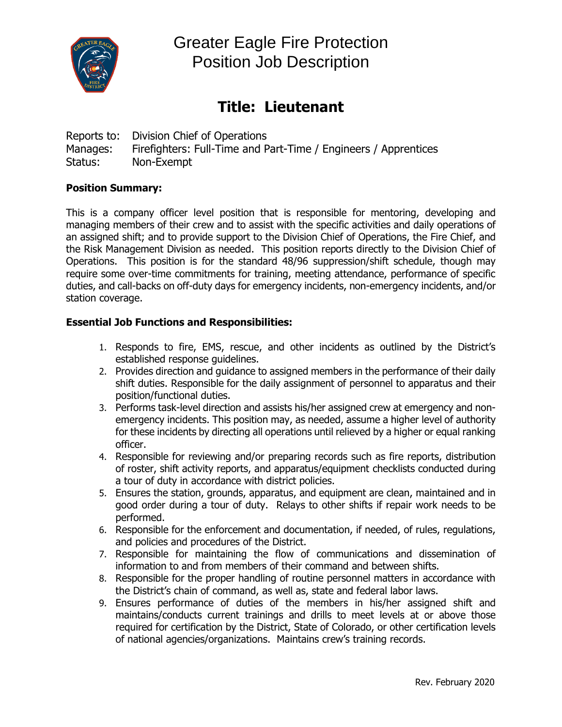# Greater Eagle Fire Protection
# Position Job Description

## Title: Lieutenant

Reports to: Division Chief of Operations
Manages: Firefighters: Full-Time and Part-Time / Engineers / Apprentices
Status: Non-Exempt

**Position Summary:**

This is a company officer level position that is responsible for mentoring, developing and managing members of their crew and to assist with the specific activities and daily operations of an assigned shift; and to provide support to the Division Chief of Operations, the Fire Chief, and the Risk Management Division as needed. This position reports directly to the Division Chief of Operations. This position is for the standard 48/96 suppression/shift schedule, though may require some over-time commitments for training, meeting attendance, performance of specific duties, and call-backs on off-duty days for emergency incidents, non-emergency incidents, and/or station coverage.

**Essential Job Functions and Responsibilities:**

1. Responds to fire, EMS, rescue, and other incidents as outlined by the District's established response guidelines.
2. Provides direction and guidance to assigned members in the performance of their daily shift duties. Responsible for the daily assignment of personnel to apparatus and their position/functional duties.
3. Performs task-level direction and assists his/her assigned crew at emergency and non-emergency incidents. This position may, as needed, assume a higher level of authority for these incidents by directing all operations until relieved by a higher or equal ranking officer.
4. Responsible for reviewing and/or preparing records such as fire reports, distribution of roster, shift activity reports, and apparatus/equipment checklists conducted during a tour of duty in accordance with district policies.
5. Ensures the station, grounds, apparatus, and equipment are clean, maintained and in good order during a tour of duty. Relays to other shifts if repair work needs to be performed.
6. Responsible for the enforcement and documentation, if needed, of rules, regulations, and policies and procedures of the District.
7. Responsible for maintaining the flow of communications and dissemination of information to and from members of their command and between shifts.
8. Responsible for the proper handling of routine personnel matters in accordance with the District's chain of command, as well as, state and federal labor laws.
9. Ensures performance of duties of the members in his/her assigned shift and maintains/conducts current trainings and drills to meet levels at or above those required for certification by the District, State of Colorado, or other certification levels of national agencies/organizations. Maintains crew's training records.

Rev. February 2020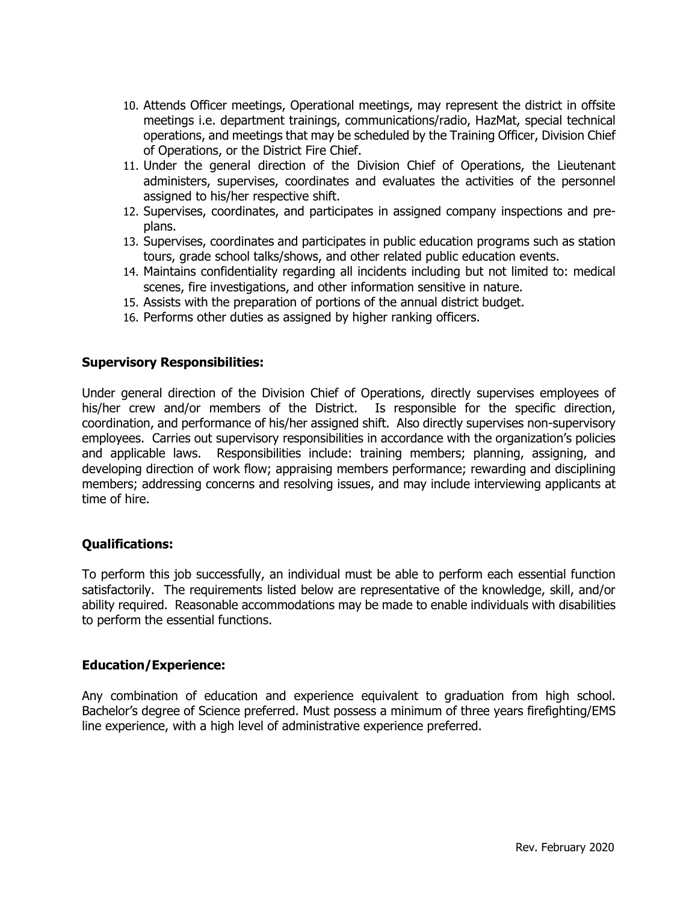10. Attends Officer meetings, Operational meetings, may represent the district in offsite meetings i.e. department trainings, communications/radio, HazMat, special technical operations, and meetings that may be scheduled by the Training Officer, Division Chief of Operations, or the District Fire Chief.
11. Under the general direction of the Division Chief of Operations, the Lieutenant administers, supervises, coordinates and evaluates the activities of the personnel assigned to his/her respective shift.
12. Supervises, coordinates, and participates in assigned company inspections and pre-plans.
13. Supervises, coordinates and participates in public education programs such as station tours, grade school talks/shows, and other related public education events.
14. Maintains confidentiality regarding all incidents including but not limited to: medical scenes, fire investigations, and other information sensitive in nature.
15. Assists with the preparation of portions of the annual district budget.
16. Performs other duties as assigned by higher ranking officers.

**Supervisory Responsibilities:**

Under general direction of the Division Chief of Operations, directly supervises employees of his/her crew and/or members of the District. Is responsible for the specific direction, coordination, and performance of his/her assigned shift. Also directly supervises non-supervisory employees. Carries out supervisory responsibilities in accordance with the organization's policies and applicable laws. Responsibilities include: training members; planning, assigning, and developing direction of work flow; appraising members performance; rewarding and disciplining members; addressing concerns and resolving issues, and may include interviewing applicants at time of hire.

**Qualifications:**

To perform this job successfully, an individual must be able to perform each essential function satisfactorily. The requirements listed below are representative of the knowledge, skill, and/or ability required. Reasonable accommodations may be made to enable individuals with disabilities to perform the essential functions.

**Education/Experience:**

Any combination of education and experience equivalent to graduation from high school. Bachelor's degree of Science preferred. Must possess a minimum of three years firefighting/EMS line experience, with a high level of administrative experience preferred.

Rev. February 2020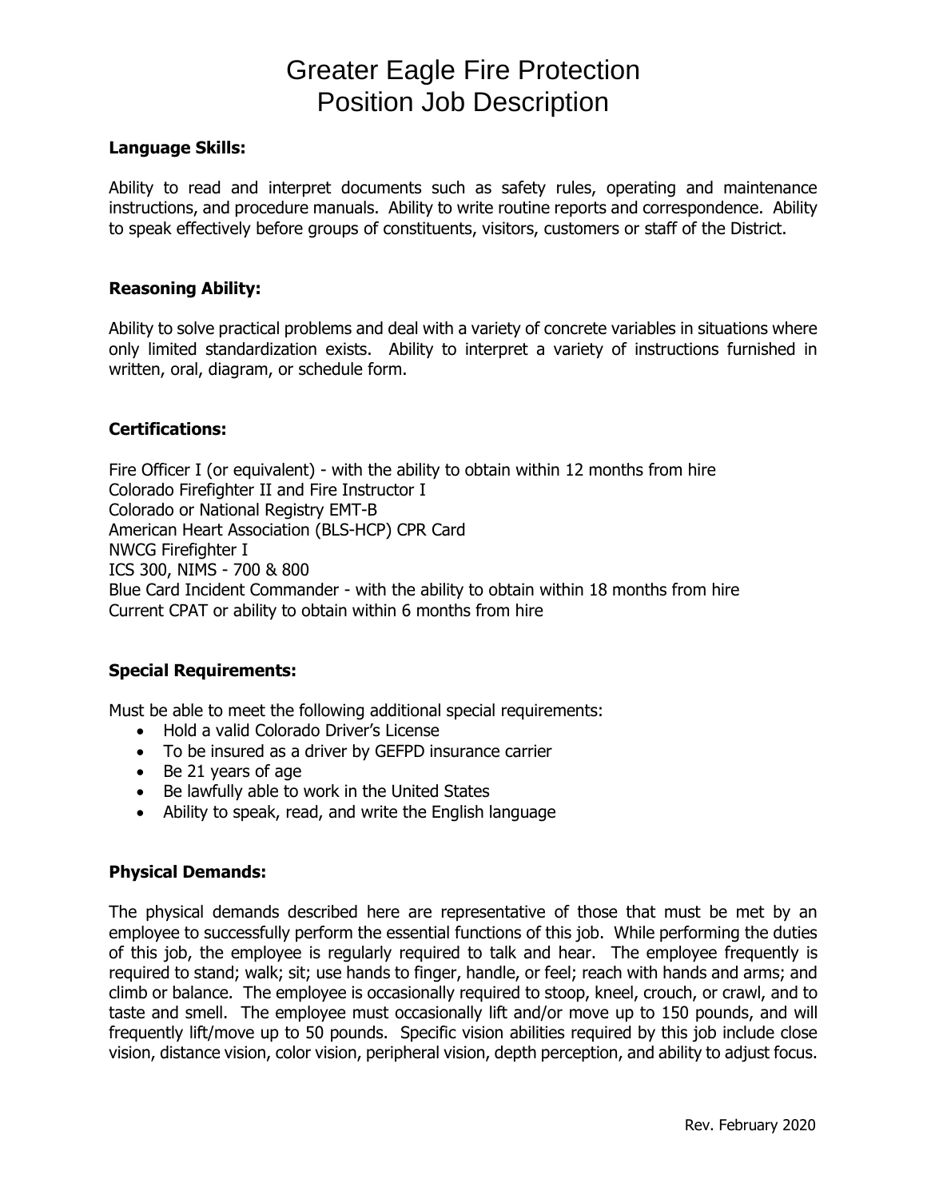# Greater Eagle Fire Protection
# Position Job Description

**Language Skills:**

Ability to read and interpret documents such as safety rules, operating and maintenance instructions, and procedure manuals. Ability to write routine reports and correspondence. Ability to speak effectively before groups of constituents, visitors, customers or staff of the District.

**Reasoning Ability:**

Ability to solve practical problems and deal with a variety of concrete variables in situations where only limited standardization exists. Ability to interpret a variety of instructions furnished in written, oral, diagram, or schedule form.

**Certifications:**

Fire Officer I (or equivalent) - with the ability to obtain within 12 months from hire
Colorado Firefighter II and Fire Instructor I
Colorado or National Registry EMT-B
American Heart Association (BLS-HCP) CPR Card
NWCG Firefighter I
ICS 300, NIMS - 700 & 800
Blue Card Incident Commander - with the ability to obtain within 18 months from hire
Current CPAT or ability to obtain within 6 months from hire

**Special Requirements:**

Must be able to meet the following additional special requirements:

- Hold a valid Colorado Driver's License
- To be insured as a driver by GEFPD insurance carrier
- Be 21 years of age
- Be lawfully able to work in the United States
- Ability to speak, read, and write the English language

**Physical Demands:**

The physical demands described here are representative of those that must be met by an employee to successfully perform the essential functions of this job. While performing the duties of this job, the employee is regularly required to talk and hear. The employee frequently is required to stand; walk; sit; use hands to finger, handle, or feel; reach with hands and arms; and climb or balance. The employee is occasionally required to stoop, kneel, crouch, or crawl, and to taste and smell. The employee must occasionally lift and/or move up to 150 pounds, and will frequently lift/move up to 50 pounds. Specific vision abilities required by this job include close vision, distance vision, color vision, peripheral vision, depth perception, and ability to adjust focus.

Rev. February 2020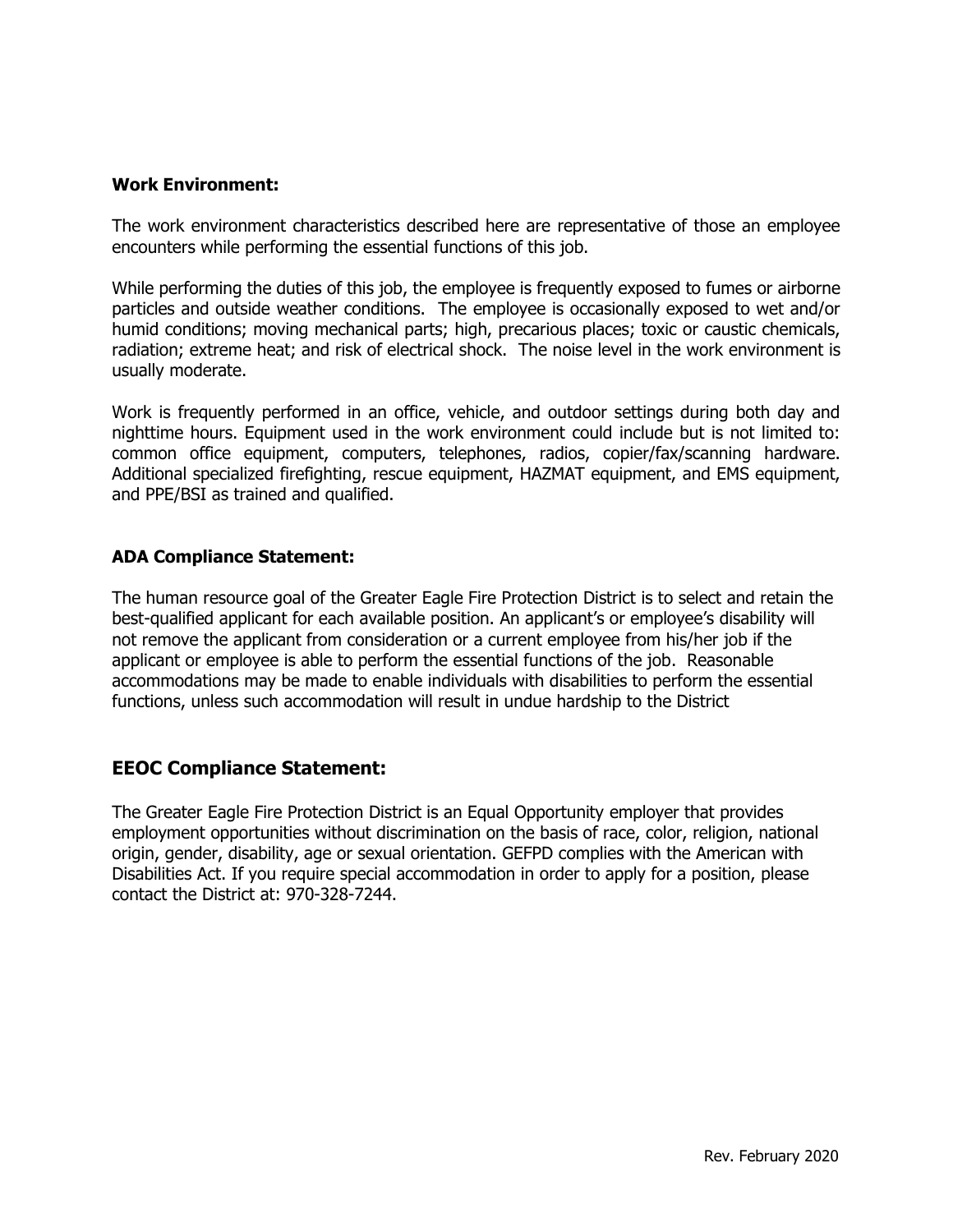**Work Environment:**

The work environment characteristics described here are representative of those an employee encounters while performing the essential functions of this job.

While performing the duties of this job, the employee is frequently exposed to fumes or airborne particles and outside weather conditions. The employee is occasionally exposed to wet and/or humid conditions; moving mechanical parts; high, precarious places; toxic or caustic chemicals, radiation; extreme heat; and risk of electrical shock. The noise level in the work environment is usually moderate.

Work is frequently performed in an office, vehicle, and outdoor settings during both day and nighttime hours. Equipment used in the work environment could include but is not limited to: common office equipment, computers, telephones, radios, copier/fax/scanning hardware. Additional specialized firefighting, rescue equipment, HAZMAT equipment, and EMS equipment, and PPE/BSI as trained and qualified.

**ADA Compliance Statement:**

The human resource goal of the Greater Eagle Fire Protection District is to select and retain the best-qualified applicant for each available position. An applicant's or employee's disability will not remove the applicant from consideration or a current employee from his/her job if the applicant or employee is able to perform the essential functions of the job. Reasonable accommodations may be made to enable individuals with disabilities to perform the essential functions, unless such accommodation will result in undue hardship to the District

## EEOC Compliance Statement:

The Greater Eagle Fire Protection District is an Equal Opportunity employer that provides employment opportunities without discrimination on the basis of race, color, religion, national origin, gender, disability, age or sexual orientation. GEFPD complies with the American with Disabilities Act. If you require special accommodation in order to apply for a position, please contact the District at: 970-328-7244.

Rev. February 2020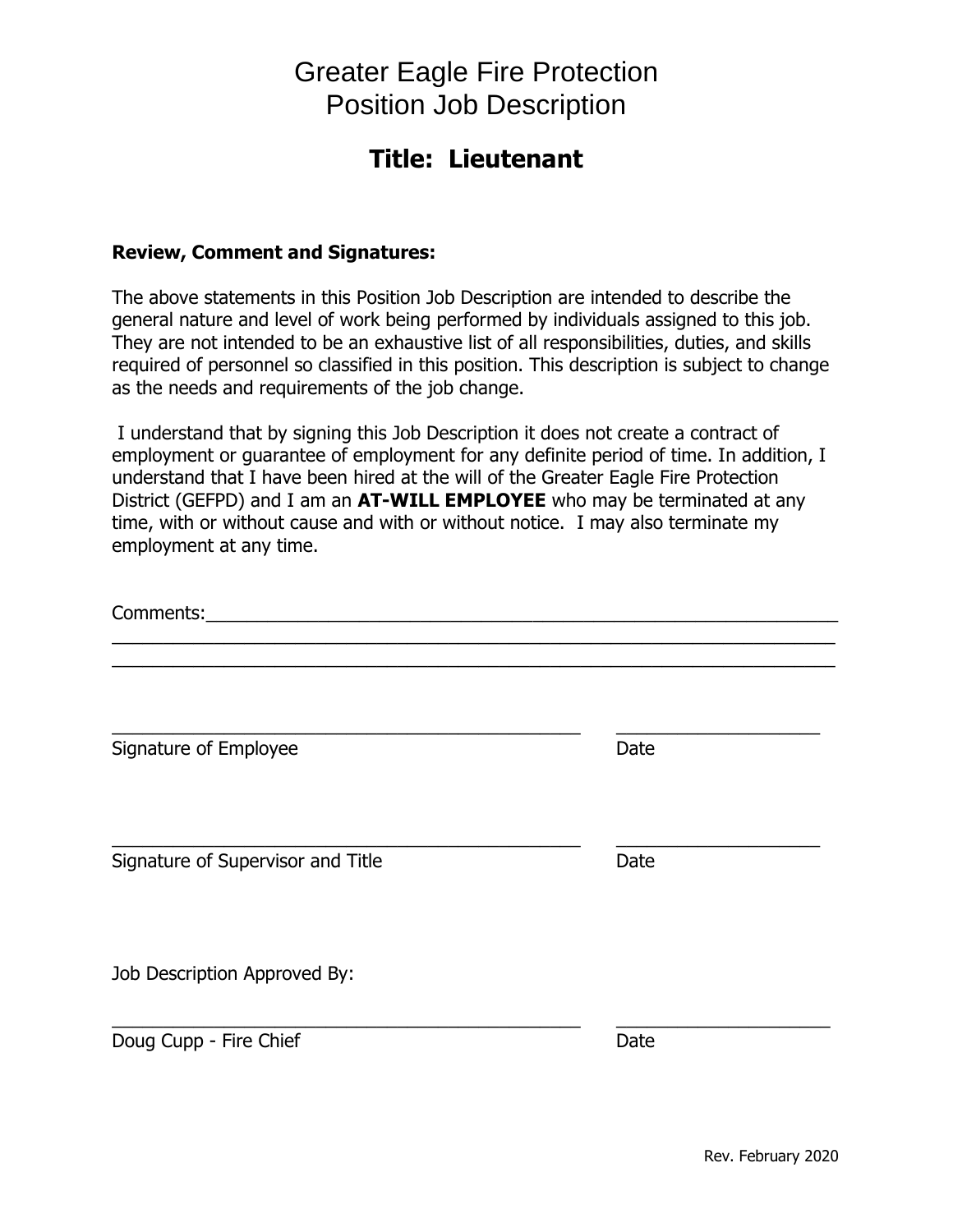# Greater Eagle Fire Protection
# Position Job Description

## Title: Lieutenant

**Review, Comment and Signatures:**

The above statements in this Position Job Description are intended to describe the general nature and level of work being performed by individuals assigned to this job. They are not intended to be an exhaustive list of all responsibilities, duties, and skills required of personnel so classified in this position. This description is subject to change as the needs and requirements of the job change.

I understand that by signing this Job Description it does not create a contract of employment or guarantee of employment for any definite period of time. In addition, I understand that I have been hired at the will of the Greater Eagle Fire Protection District (GEFPD) and I am an **AT-WILL EMPLOYEE** who may be terminated at any time, with or without cause and with or without notice. I may also terminate my employment at any time.

Comments:_______________________________________________________________
________________________________________________________________________
________________________________________________________________________

_______________________________________________ ____________________
Signature of Employee Date

_______________________________________________ ____________________
Signature of Supervisor and Title Date

Job Description Approved By:

_______________________________________________ ____________________
Doug Cupp - Fire Chief Date

Rev. February 2020